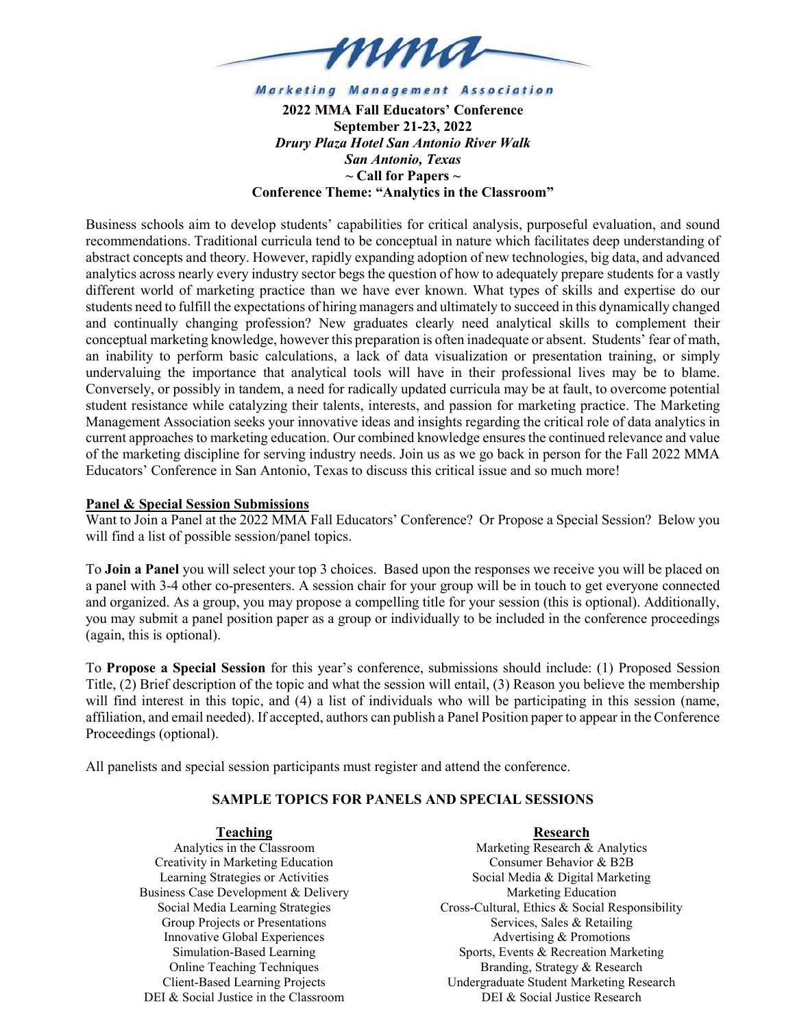# Marketing Management Association

**2022 MMA Fall Educators' Conference**
**September 21-23, 2022**
***Drury Plaza Hotel San Antonio River Walk***
***San Antonio, Texas***
**~ Call for Papers ~**
**Conference Theme: "Analytics in the Classroom"**

Business schools aim to develop students' capabilities for critical analysis, purposeful evaluation, and sound recommendations. Traditional curricula tend to be conceptual in nature which facilitates deep understanding of abstract concepts and theory. However, rapidly expanding adoption of new technologies, big data, and advanced analytics across nearly every industry sector begs the question of how to adequately prepare students for a vastly different world of marketing practice than we have ever known. What types of skills and expertise do our students need to fulfill the expectations of hiring managers and ultimately to succeed in this dynamically changed and continually changing profession? New graduates clearly need analytical skills to complement their conceptual marketing knowledge, however this preparation is often inadequate or absent. Students' fear of math, an inability to perform basic calculations, a lack of data visualization or presentation training, or simply undervaluing the importance that analytical tools will have in their professional lives may be to blame. Conversely, or possibly in tandem, a need for radically updated curricula may be at fault, to overcome potential student resistance while catalyzing their talents, interests, and passion for marketing practice. The Marketing Management Association seeks your innovative ideas and insights regarding the critical role of data analytics in current approaches to marketing education. Our combined knowledge ensures the continued relevance and value of the marketing discipline for serving industry needs. Join us as we go back in person for the Fall 2022 MMA Educators' Conference in San Antonio, Texas to discuss this critical issue and so much more!

## Panel & Special Session Submissions

Want to Join a Panel at the 2022 MMA Fall Educators' Conference? Or Propose a Special Session? Below you will find a list of possible session/panel topics.

To **Join a Panel** you will select your top 3 choices. Based upon the responses we receive you will be placed on a panel with 3-4 other co-presenters. A session chair for your group will be in touch to get everyone connected and organized. As a group, you may propose a compelling title for your session (this is optional). Additionally, you may submit a panel position paper as a group or individually to be included in the conference proceedings (again, this is optional).

To **Propose a Special Session** for this year's conference, submissions should include: (1) Proposed Session Title, (2) Brief description of the topic and what the session will entail, (3) Reason you believe the membership will find interest in this topic, and (4) a list of individuals who will be participating in this session (name, affiliation, and email needed). If accepted, authors can publish a Panel Position paper to appear in the Conference Proceedings (optional).

All panelists and special session participants must register and attend the conference.

## SAMPLE TOPICS FOR PANELS AND SPECIAL SESSIONS

### Teaching

- Analytics in the Classroom
- Creativity in Marketing Education
- Learning Strategies or Activities
- Business Case Development & Delivery
- Social Media Learning Strategies
- Group Projects or Presentations
- Innovative Global Experiences
- Simulation-Based Learning
- Online Teaching Techniques
- Client-Based Learning Projects
- DEI & Social Justice in the Classroom

### Research

- Marketing Research & Analytics
- Consumer Behavior & B2B
- Social Media & Digital Marketing
- Marketing Education
- Cross-Cultural, Ethics & Social Responsibility
- Services, Sales & Retailing
- Advertising & Promotions
- Sports, Events & Recreation Marketing
- Branding, Strategy & Research
- Undergraduate Student Marketing Research
- DEI & Social Justice Research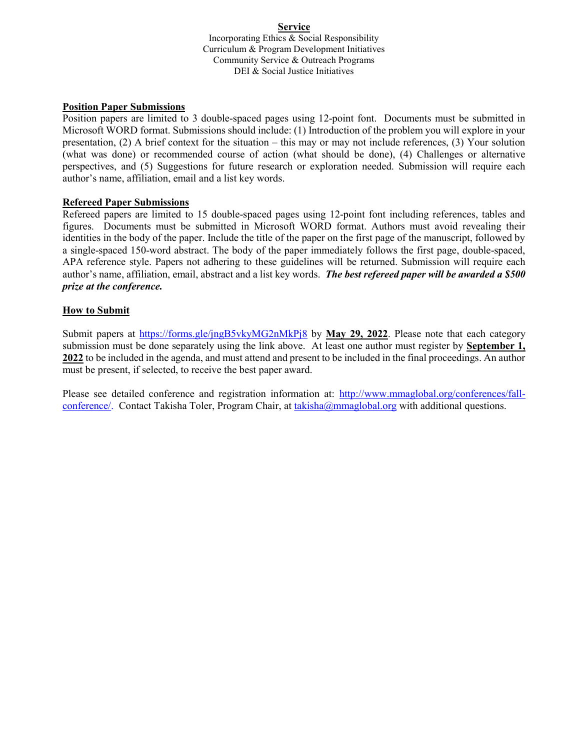**Service**

Incorporating Ethics & Social Responsibility
Curriculum & Program Development Initiatives
Community Service & Outreach Programs
DEI & Social Justice Initiatives

## Position Paper Submissions

Position papers are limited to 3 double-spaced pages using 12-point font. Documents must be submitted in Microsoft WORD format. Submissions should include: (1) Introduction of the problem you will explore in your presentation, (2) A brief context for the situation – this may or may not include references, (3) Your solution (what was done) or recommended course of action (what should be done), (4) Challenges or alternative perspectives, and (5) Suggestions for future research or exploration needed. Submission will require each author's name, affiliation, email and a list key words.

## Refereed Paper Submissions

Refereed papers are limited to 15 double-spaced pages using 12-point font including references, tables and figures. Documents must be submitted in Microsoft WORD format. Authors must avoid revealing their identities in the body of the paper. Include the title of the paper on the first page of the manuscript, followed by a single-spaced 150-word abstract. The body of the paper immediately follows the first page, double-spaced, APA reference style. Papers not adhering to these guidelines will be returned. Submission will require each author's name, affiliation, email, abstract and a list key words. ***The best refereed paper will be awarded a $500 prize at the conference.***

## How to Submit

Submit papers at https://forms.gle/jngB5vkyMG2nMkPj8 by **May 29, 2022**. Please note that each category submission must be done separately using the link above. At least one author must register by **September 1, 2022** to be included in the agenda, and must attend and present to be included in the final proceedings. An author must be present, if selected, to receive the best paper award.

Please see detailed conference and registration information at: http://www.mmaglobal.org/conferences/fall-conference/. Contact Takisha Toler, Program Chair, at takisha@mmaglobal.org with additional questions.